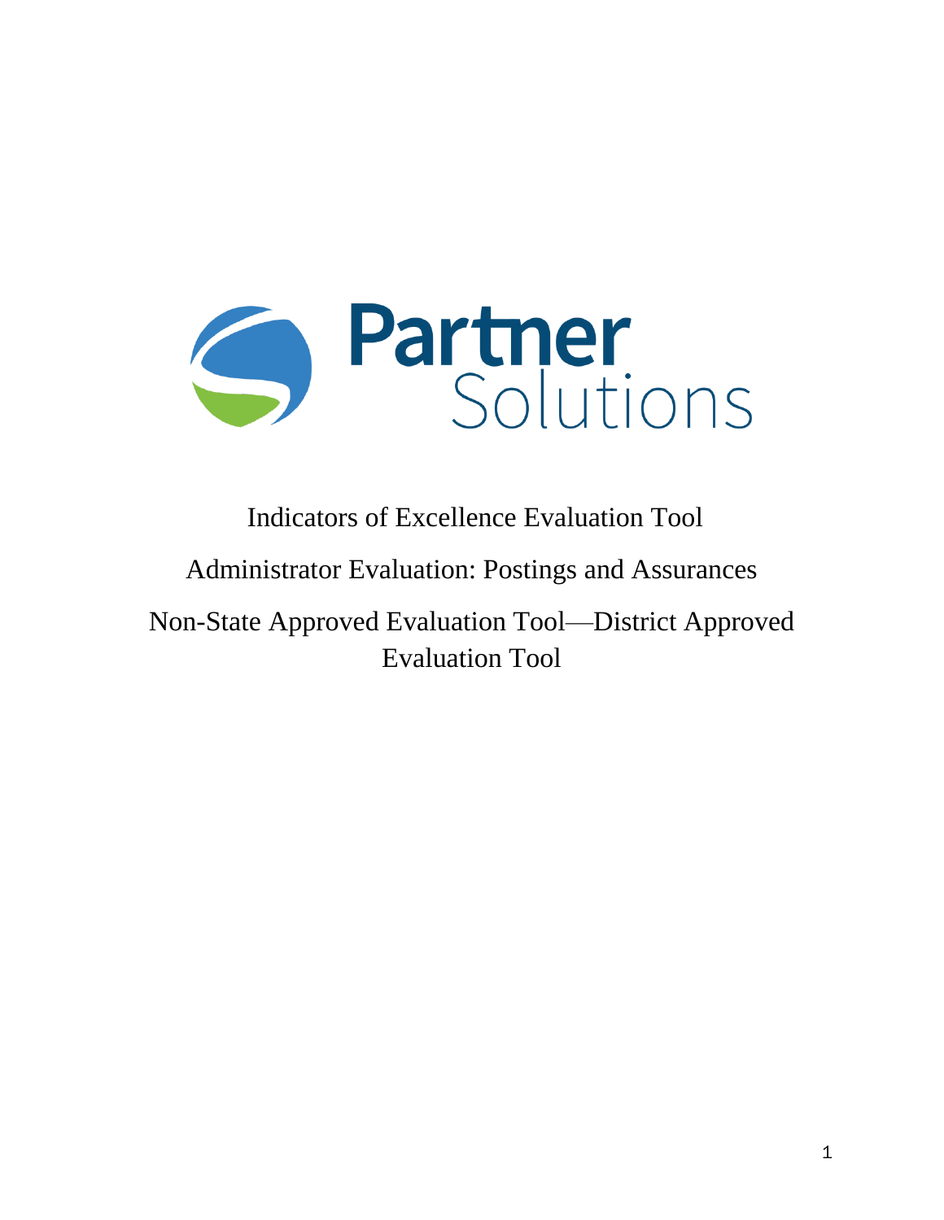Partner Solutions

# Indicators of Excellence Evaluation Tool

## Administrator Evaluation: Postings and Assurances

## Non-State Approved Evaluation Tool—District Approved Evaluation Tool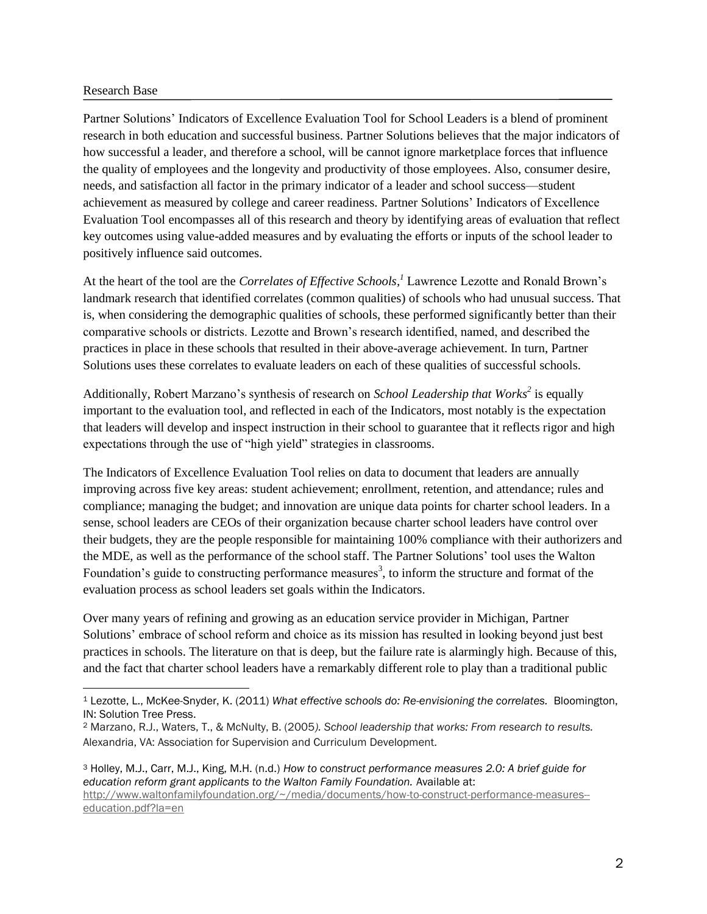## Research Base

Partner Solutions' Indicators of Excellence Evaluation Tool for School Leaders is a blend of prominent research in both education and successful business. Partner Solutions believes that the major indicators of how successful a leader, and therefore a school, will be cannot ignore marketplace forces that influence the quality of employees and the longevity and productivity of those employees. Also, consumer desire, needs, and satisfaction all factor in the primary indicator of a leader and school success—student achievement as measured by college and career readiness. Partner Solutions' Indicators of Excellence Evaluation Tool encompasses all of this research and theory by identifying areas of evaluation that reflect key outcomes using value-added measures and by evaluating the efforts or inputs of the school leader to positively influence said outcomes.

At the heart of the tool are the *Correlates of Effective Schools,*[1] Lawrence Lezotte and Ronald Brown's landmark research that identified correlates (common qualities) of schools who had unusual success. That is, when considering the demographic qualities of schools, these performed significantly better than their comparative schools or districts. Lezotte and Brown's research identified, named, and described the practices in place in these schools that resulted in their above-average achievement. In turn, Partner Solutions uses these correlates to evaluate leaders on each of these qualities of successful schools.

Additionally, Robert Marzano's synthesis of research on *School Leadership that Works*[2] is equally important to the evaluation tool, and reflected in each of the Indicators, most notably is the expectation that leaders will develop and inspect instruction in their school to guarantee that it reflects rigor and high expectations through the use of "high yield" strategies in classrooms.

The Indicators of Excellence Evaluation Tool relies on data to document that leaders are annually improving across five key areas: student achievement; enrollment, retention, and attendance; rules and compliance; managing the budget; and innovation are unique data points for charter school leaders. In a sense, school leaders are CEOs of their organization because charter school leaders have control over their budgets, they are the people responsible for maintaining 100% compliance with their authorizers and the MDE, as well as the performance of the school staff. The Partner Solutions' tool uses the Walton Foundation's guide to constructing performance measures[3], to inform the structure and format of the evaluation process as school leaders set goals within the Indicators.

Over many years of refining and growing as an education service provider in Michigan, Partner Solutions' embrace of school reform and choice as its mission has resulted in looking beyond just best practices in schools. The literature on that is deep, but the failure rate is alarmingly high. Because of this, and the fact that charter school leaders have a remarkably different role to play than a traditional public

---

[1] Lezotte, L., McKee-Snyder, K. (2011) *What effective schools do: Re-envisioning the correlates.* Bloomington, IN: Solution Tree Press.

[2] Marzano, R.J., Waters, T., & McNulty, B. (2005*). School leadership that works: From research to results.* Alexandria, VA: Association for Supervision and Curriculum Development.

[3] Holley, M.J., Carr, M.J., King, M.H. (n.d.) *How to construct performance measures 2.0: A brief guide for education reform grant applicants to the Walton Family Foundation.* Available at: http://www.waltonfamilyfoundation.org/~/media/documents/how-to-construct-performance-measures--education.pdf?la=en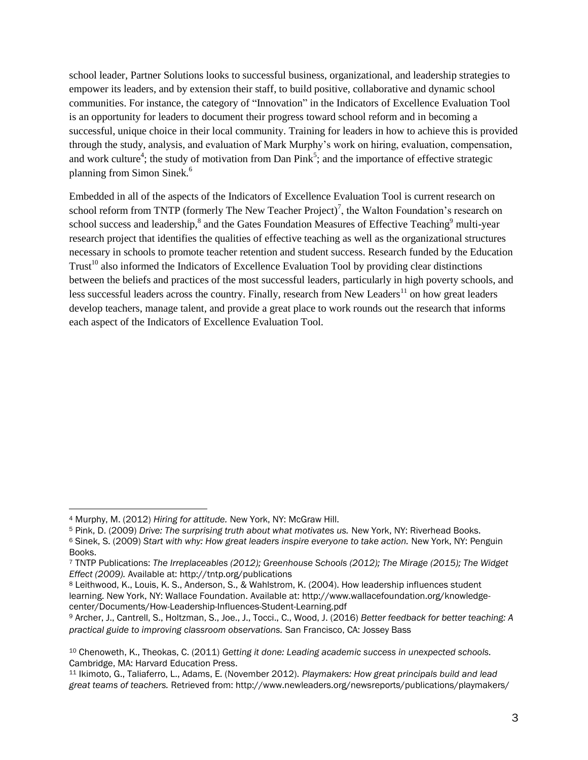school leader, Partner Solutions looks to successful business, organizational, and leadership strategies to empower its leaders, and by extension their staff, to build positive, collaborative and dynamic school communities. For instance, the category of "Innovation" in the Indicators of Excellence Evaluation Tool is an opportunity for leaders to document their progress toward school reform and in becoming a successful, unique choice in their local community. Training for leaders in how to achieve this is provided through the study, analysis, and evaluation of Mark Murphy's work on hiring, evaluation, compensation, and work culture[4]; the study of motivation from Dan Pink[5]; and the importance of effective strategic planning from Simon Sinek.[6]

Embedded in all of the aspects of the Indicators of Excellence Evaluation Tool is current research on school reform from TNTP (formerly The New Teacher Project)[7], the Walton Foundation's research on school success and leadership,[8] and the Gates Foundation Measures of Effective Teaching[9] multi-year research project that identifies the qualities of effective teaching as well as the organizational structures necessary in schools to promote teacher retention and student success. Research funded by the Education Trust[10] also informed the Indicators of Excellence Evaluation Tool by providing clear distinctions between the beliefs and practices of the most successful leaders, particularly in high poverty schools, and less successful leaders across the country. Finally, research from New Leaders[11] on how great leaders develop teachers, manage talent, and provide a great place to work rounds out the research that informs each aspect of the Indicators of Excellence Evaluation Tool.

---

[4] Murphy, M. (2012) *Hiring for attitude.* New York, NY: McGraw Hill.

[5] Pink, D. (2009) *Drive: The surprising truth about what motivates us.* New York, NY: Riverhead Books.

[6] Sinek, S. (2009) *Start with why: How great leaders inspire everyone to take action.* New York, NY: Penguin Books.

[7] TNTP Publications: *The Irreplaceables (2012); Greenhouse Schools (2012); The Mirage (2015); The Widget Effect (2009).* Available at: http://tntp.org/publications

[8] Leithwood, K., Louis, K. S., Anderson, S., & Wahlstrom, K. (2004). How leadership influences student learning. New York, NY: Wallace Foundation. Available at: http://www.wallacefoundation.org/knowledge-center/Documents/How-Leadership-Influences-Student-Learning.pdf

[9] Archer, J., Cantrell, S., Holtzman, S., Joe., J., Tocci., C., Wood, J. (2016) *Better feedback for better teaching: A practical guide to improving classroom observations.* San Francisco, CA: Jossey Bass

[10] Chenoweth, K., Theokas, C. (2011) *Getting it done: Leading academic success in unexpected schools.* Cambridge, MA: Harvard Education Press.

[11] Ikimoto, G., Taliaferro, L., Adams, E. (November 2012). *Playmakers: How great principals build and lead great teams of teachers.* Retrieved from: http://www.newleaders.org/newsreports/publications/playmakers/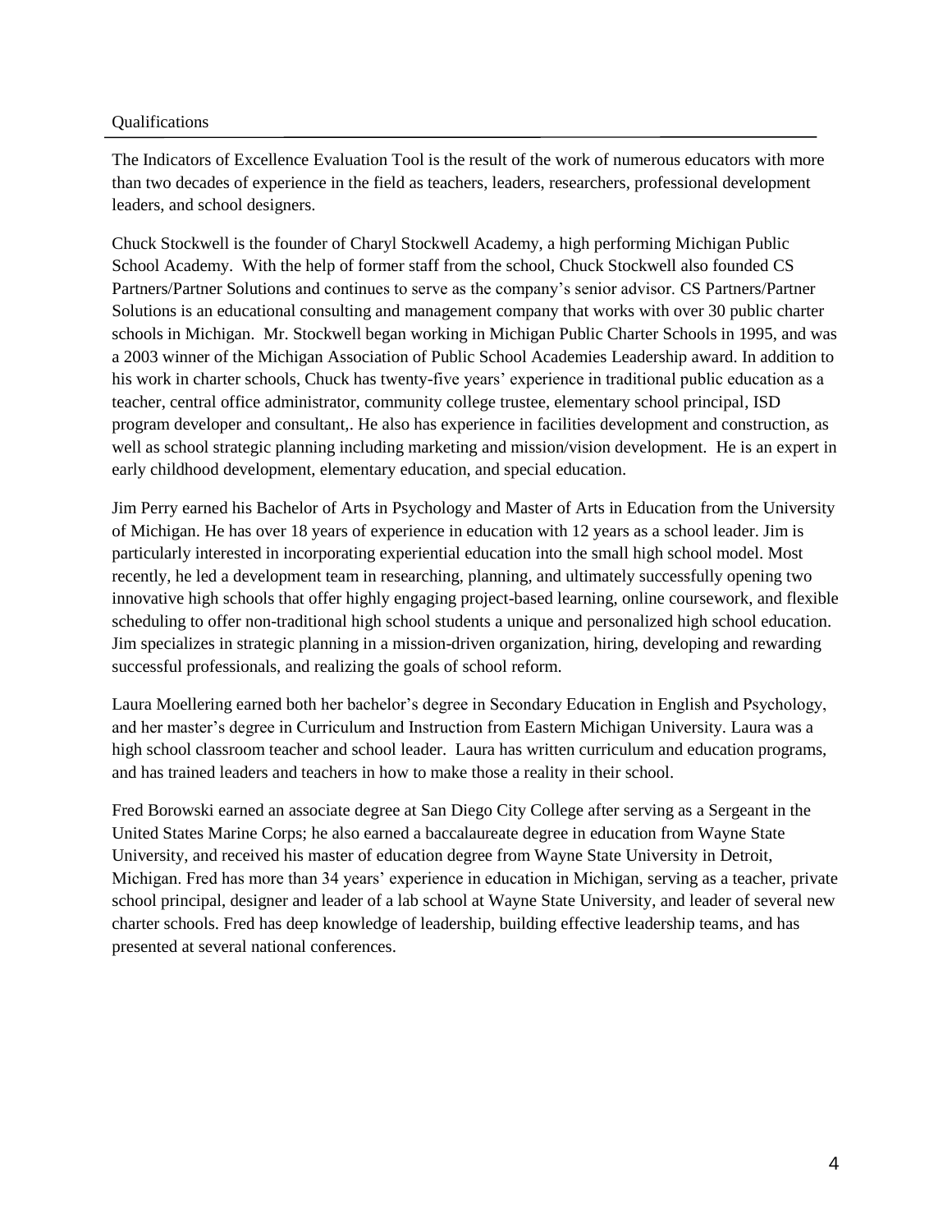## Qualifications

The Indicators of Excellence Evaluation Tool is the result of the work of numerous educators with more than two decades of experience in the field as teachers, leaders, researchers, professional development leaders, and school designers.

Chuck Stockwell is the founder of Charyl Stockwell Academy, a high performing Michigan Public School Academy. With the help of former staff from the school, Chuck Stockwell also founded CS Partners/Partner Solutions and continues to serve as the company's senior advisor. CS Partners/Partner Solutions is an educational consulting and management company that works with over 30 public charter schools in Michigan. Mr. Stockwell began working in Michigan Public Charter Schools in 1995, and was a 2003 winner of the Michigan Association of Public School Academies Leadership award. In addition to his work in charter schools, Chuck has twenty-five years' experience in traditional public education as a teacher, central office administrator, community college trustee, elementary school principal, ISD program developer and consultant,. He also has experience in facilities development and construction, as well as school strategic planning including marketing and mission/vision development. He is an expert in early childhood development, elementary education, and special education.

Jim Perry earned his Bachelor of Arts in Psychology and Master of Arts in Education from the University of Michigan. He has over 18 years of experience in education with 12 years as a school leader. Jim is particularly interested in incorporating experiential education into the small high school model. Most recently, he led a development team in researching, planning, and ultimately successfully opening two innovative high schools that offer highly engaging project-based learning, online coursework, and flexible scheduling to offer non-traditional high school students a unique and personalized high school education. Jim specializes in strategic planning in a mission-driven organization, hiring, developing and rewarding successful professionals, and realizing the goals of school reform.

Laura Moellering earned both her bachelor's degree in Secondary Education in English and Psychology, and her master's degree in Curriculum and Instruction from Eastern Michigan University. Laura was a high school classroom teacher and school leader. Laura has written curriculum and education programs, and has trained leaders and teachers in how to make those a reality in their school.

Fred Borowski earned an associate degree at San Diego City College after serving as a Sergeant in the United States Marine Corps; he also earned a baccalaureate degree in education from Wayne State University, and received his master of education degree from Wayne State University in Detroit, Michigan. Fred has more than 34 years' experience in education in Michigan, serving as a teacher, private school principal, designer and leader of a lab school at Wayne State University, and leader of several new charter schools. Fred has deep knowledge of leadership, building effective leadership teams, and has presented at several national conferences.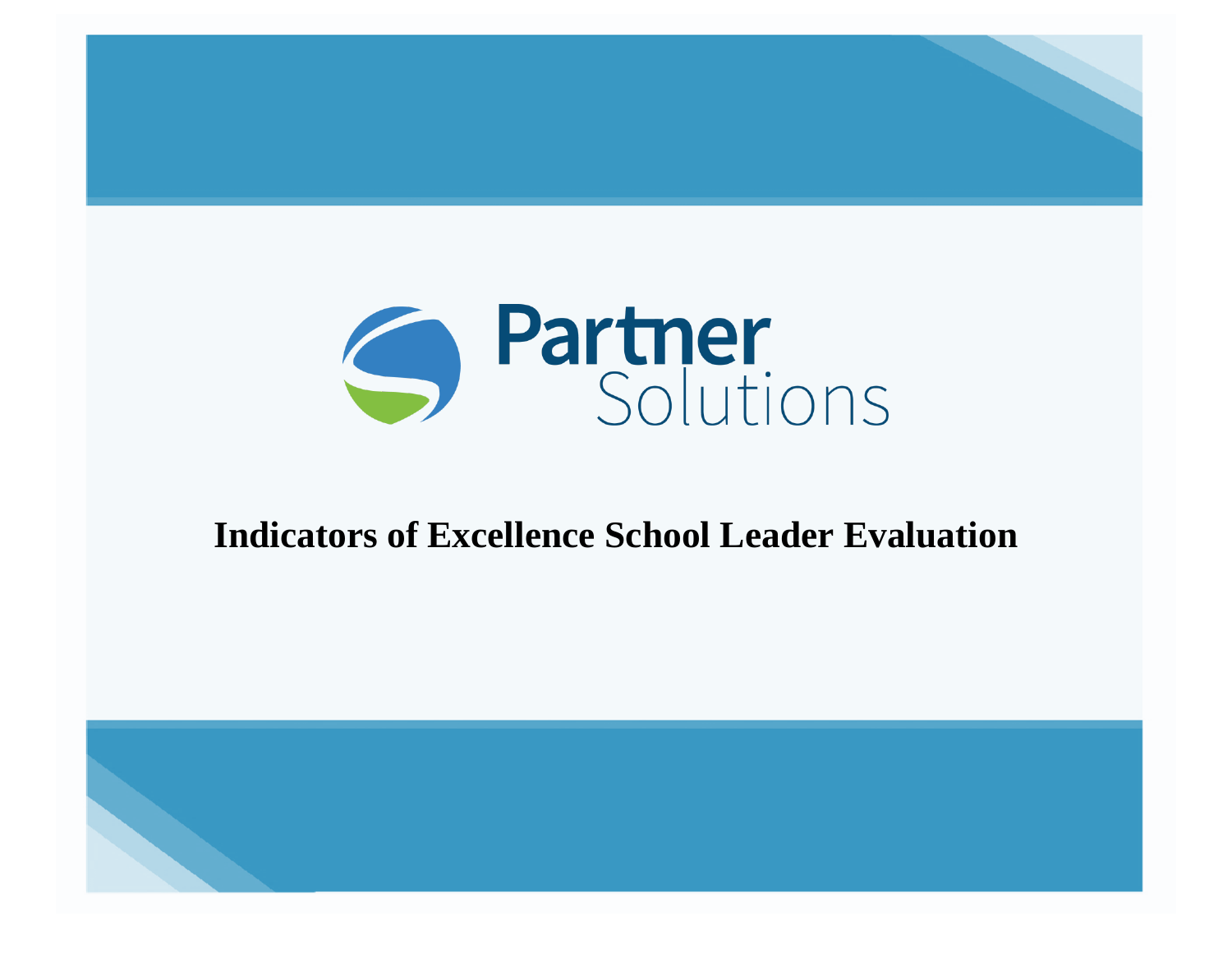Partner Solutions

# Indicators of Excellence School Leader Evaluation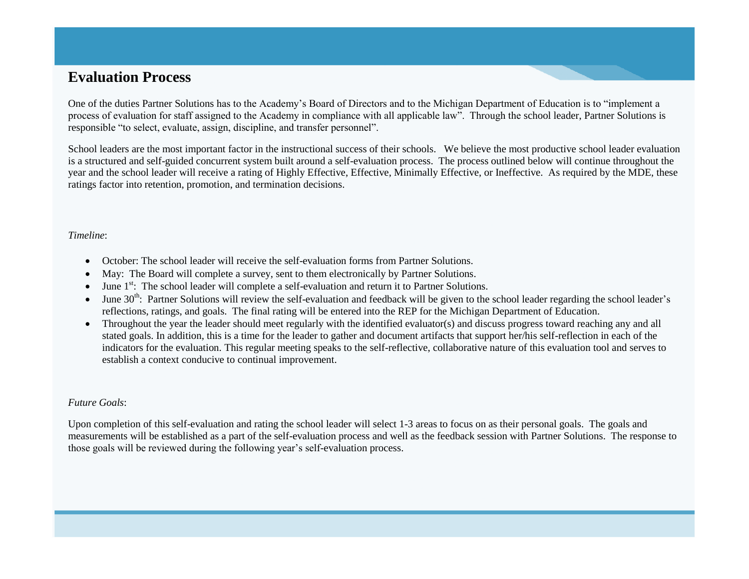# Evaluation Process

One of the duties Partner Solutions has to the Academy's Board of Directors and to the Michigan Department of Education is to "implement a process of evaluation for staff assigned to the Academy in compliance with all applicable law". Through the school leader, Partner Solutions is responsible "to select, evaluate, assign, discipline, and transfer personnel".

School leaders are the most important factor in the instructional success of their schools. We believe the most productive school leader evaluation is a structured and self-guided concurrent system built around a self-evaluation process. The process outlined below will continue throughout the year and the school leader will receive a rating of Highly Effective, Effective, Minimally Effective, or Ineffective. As required by the MDE, these ratings factor into retention, promotion, and termination decisions.

*Timeline*:

- October: The school leader will receive the self-evaluation forms from Partner Solutions.
- May: The Board will complete a survey, sent to them electronically by Partner Solutions.
- June 1st: The school leader will complete a self-evaluation and return it to Partner Solutions.
- June 30th: Partner Solutions will review the self-evaluation and feedback will be given to the school leader regarding the school leader's reflections, ratings, and goals. The final rating will be entered into the REP for the Michigan Department of Education.
- Throughout the year the leader should meet regularly with the identified evaluator(s) and discuss progress toward reaching any and all stated goals. In addition, this is a time for the leader to gather and document artifacts that support her/his self-reflection in each of the indicators for the evaluation. This regular meeting speaks to the self-reflective, collaborative nature of this evaluation tool and serves to establish a context conducive to continual improvement.

*Future Goals*:

Upon completion of this self-evaluation and rating the school leader will select 1-3 areas to focus on as their personal goals. The goals and measurements will be established as a part of the self-evaluation process and well as the feedback session with Partner Solutions. The response to those goals will be reviewed during the following year's self-evaluation process.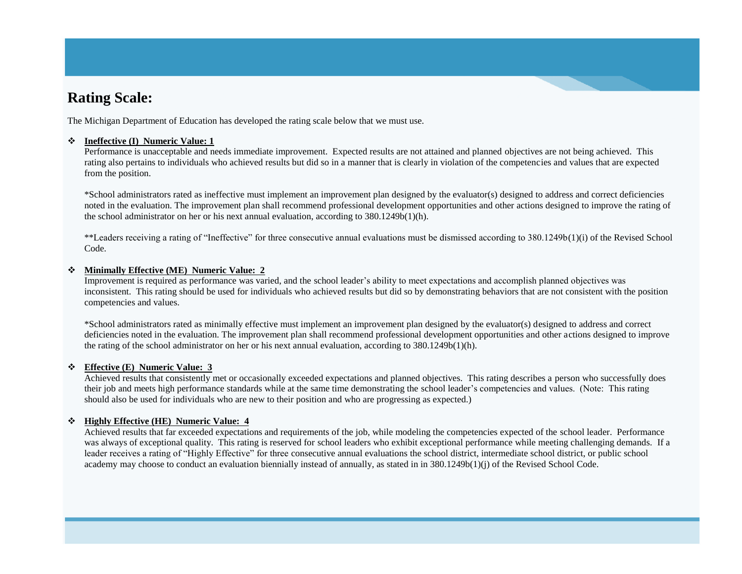## Rating Scale:

The Michigan Department of Education has developed the rating scale below that we must use.

- **Ineffective (I) Numeric Value: 1**
  Performance is unacceptable and needs immediate improvement. Expected results are not attained and planned objectives are not being achieved. This rating also pertains to individuals who achieved results but did so in a manner that is clearly in violation of the competencies and values that are expected from the position.

  *School administrators rated as ineffective must implement an improvement plan designed by the evaluator(s) designed to address and correct deficiencies noted in the evaluation. The improvement plan shall recommend professional development opportunities and other actions designed to improve the rating of the school administrator on her or his next annual evaluation, according to 380.1249b(1)(h).

  **Leaders receiving a rating of "Ineffective" for three consecutive annual evaluations must be dismissed according to 380.1249b(1)(i) of the Revised School Code.

- **Minimally Effective (ME) Numeric Value: 2**
  Improvement is required as performance was varied, and the school leader's ability to meet expectations and accomplish planned objectives was inconsistent. This rating should be used for individuals who achieved results but did so by demonstrating behaviors that are not consistent with the position competencies and values.

  *School administrators rated as minimally effective must implement an improvement plan designed by the evaluator(s) designed to address and correct deficiencies noted in the evaluation. The improvement plan shall recommend professional development opportunities and other actions designed to improve the rating of the school administrator on her or his next annual evaluation, according to 380.1249b(1)(h).

- **Effective (E) Numeric Value: 3**
  Achieved results that consistently met or occasionally exceeded expectations and planned objectives. This rating describes a person who successfully does their job and meets high performance standards while at the same time demonstrating the school leader's competencies and values. (Note: This rating should also be used for individuals who are new to their position and who are progressing as expected.)

- **Highly Effective (HE) Numeric Value: 4**
  Achieved results that far exceeded expectations and requirements of the job, while modeling the competencies expected of the school leader. Performance was always of exceptional quality. This rating is reserved for school leaders who exhibit exceptional performance while meeting challenging demands. If a leader receives a rating of "Highly Effective" for three consecutive annual evaluations the school district, intermediate school district, or public school academy may choose to conduct an evaluation biennially instead of annually, as stated in in 380.1249b(1)(j) of the Revised School Code.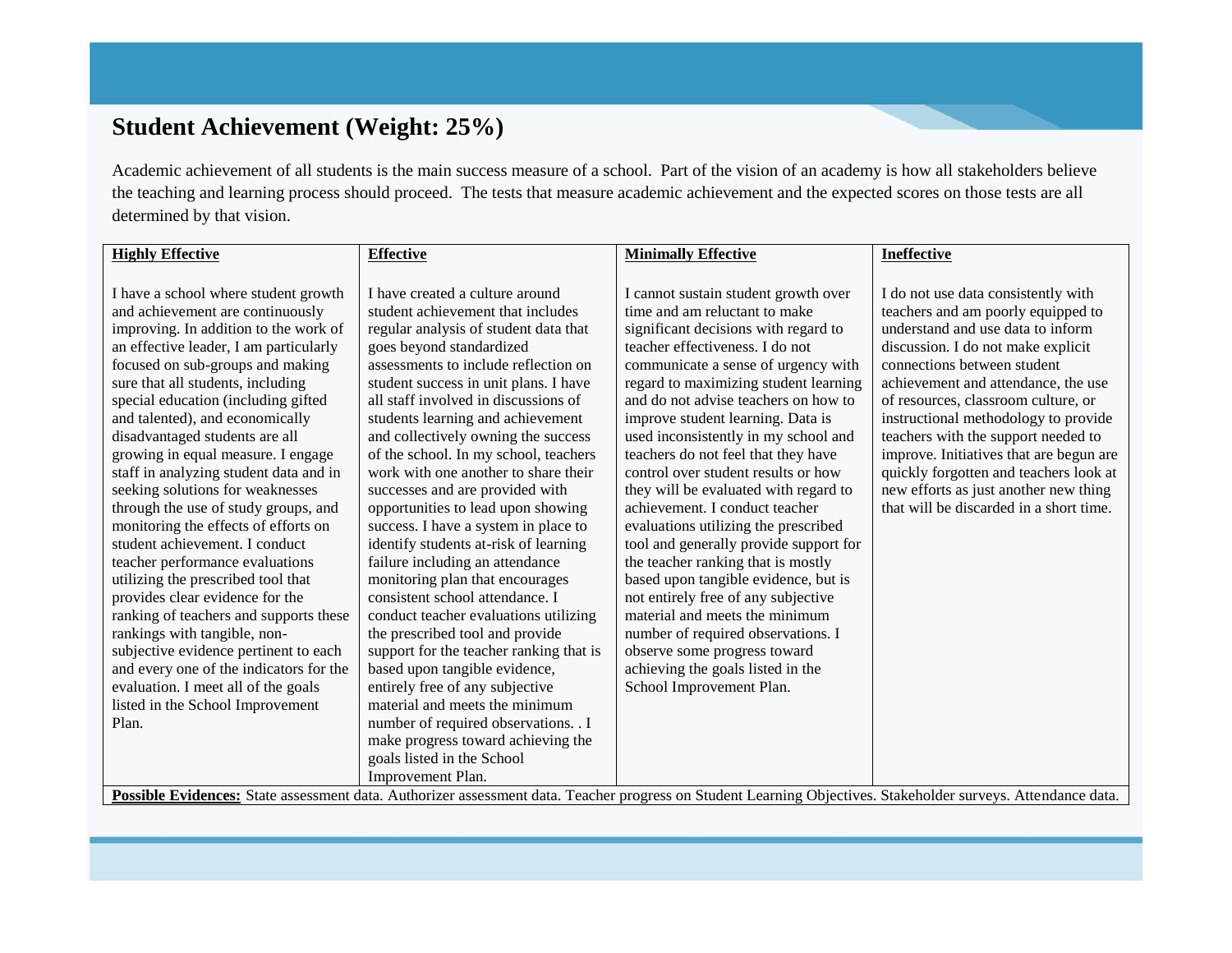## Student Achievement (Weight: 25%)

Academic achievement of all students is the main success measure of a school. Part of the vision of an academy is how all stakeholders believe the teaching and learning process should proceed. The tests that measure academic achievement and the expected scores on those tests are all determined by that vision.

| **Highly Effective** | **Effective** | **Minimally Effective** | **Ineffective** |
| --- | --- | --- | --- |
| I have a school where student growth and achievement are continuously improving. In addition to the work of an effective leader, I am particularly focused on sub-groups and making sure that all students, including special education (including gifted and talented), and economically disadvantaged students are all growing in equal measure. I engage staff in analyzing student data and in seeking solutions for weaknesses through the use of study groups, and monitoring the effects of efforts on student achievement. I conduct teacher performance evaluations utilizing the prescribed tool that provides clear evidence for the ranking of teachers and supports these rankings with tangible, non-subjective evidence pertinent to each and every one of the indicators for the evaluation. I meet all of the goals listed in the School Improvement Plan. | I have created a culture around student achievement that includes regular analysis of student data that goes beyond standardized assessments to include reflection on student success in unit plans. I have all staff involved in discussions of students learning and achievement and collectively owning the success of the school. In my school, teachers work with one another to share their successes and are provided with opportunities to lead upon showing success. I have a system in place to identify students at-risk of learning failure including an attendance monitoring plan that encourages consistent school attendance. I conduct teacher evaluations utilizing the prescribed tool and provide support for the teacher ranking that is based upon tangible evidence, entirely free of any subjective material and meets the minimum number of required observations. . I make progress toward achieving the goals listed in the School Improvement Plan. | I cannot sustain student growth over time and am reluctant to make significant decisions with regard to teacher effectiveness. I do not communicate a sense of urgency with regard to maximizing student learning and do not advise teachers on how to improve student learning. Data is used inconsistently in my school and teachers do not feel that they have control over student results or how they will be evaluated with regard to achievement. I conduct teacher evaluations utilizing the prescribed tool and generally provide support for the teacher ranking that is mostly based upon tangible evidence, but is not entirely free of any subjective material and meets the minimum number of required observations. I observe some progress toward achieving the goals listed in the School Improvement Plan. | I do not use data consistently with teachers and am poorly equipped to understand and use data to inform discussion. I do not make explicit connections between student achievement and attendance, the use of resources, classroom culture, or instructional methodology to provide teachers with the support needed to improve. Initiatives that are begun are quickly forgotten and teachers look at new efforts as just another new thing that will be discarded in a short time. |
| **Possible Evidences:** State assessment data. Authorizer assessment data. Teacher progress on Student Learning Objectives. Stakeholder surveys. Attendance data. | | | |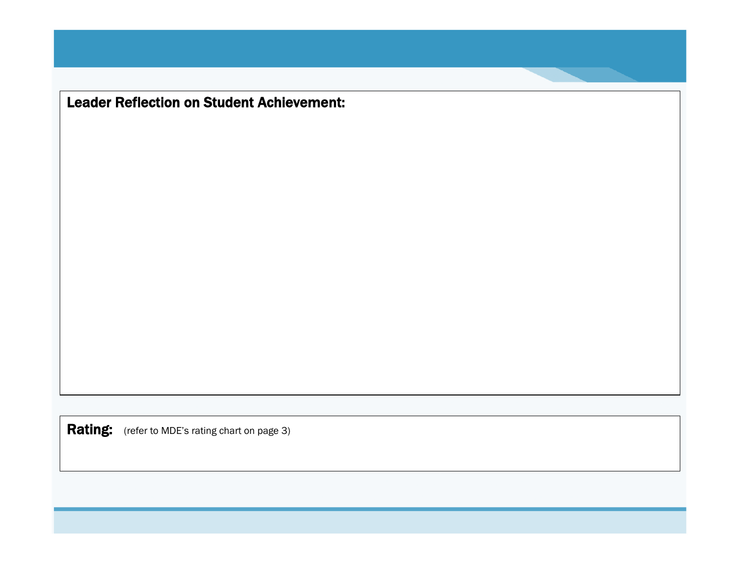**Leader Reflection on Student Achievement:**

**Rating:** (refer to MDE's rating chart on page 3)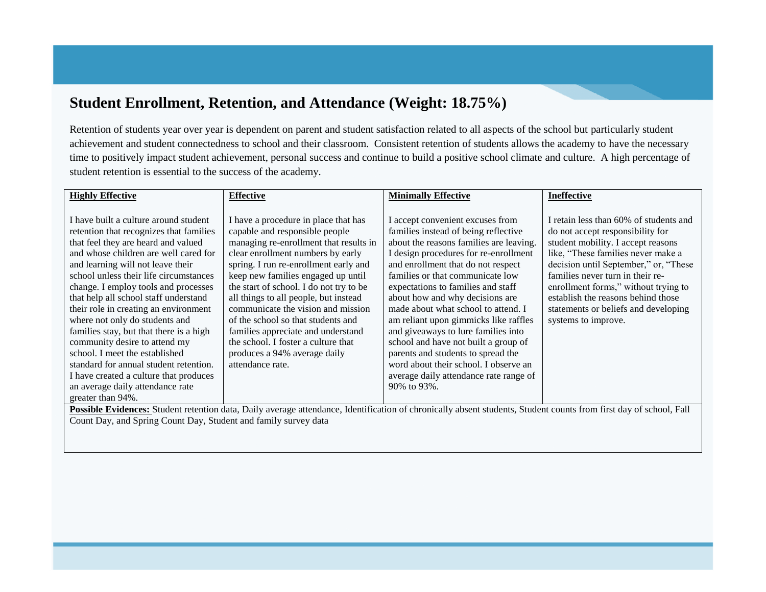## Student Enrollment, Retention, and Attendance (Weight: 18.75%)

Retention of students year over year is dependent on parent and student satisfaction related to all aspects of the school but particularly student achievement and student connectedness to school and their classroom. Consistent retention of students allows the academy to have the necessary time to positively impact student achievement, personal success and continue to build a positive school climate and culture. A high percentage of student retention is essential to the success of the academy.

| **Highly Effective** | **Effective** | **Minimally Effective** | **Ineffective** |
|---|---|---|---|
| I have built a culture around student retention that recognizes that families that feel they are heard and valued and whose children are well cared for and learning will not leave their school unless their life circumstances change. I employ tools and processes that help all school staff understand their role in creating an environment where not only do students and families stay, but that there is a high community desire to attend my school. I meet the established standard for annual student retention. I have created a culture that produces an average daily attendance rate greater than 94%. | I have a procedure in place that has capable and responsible people managing re-enrollment that results in clear enrollment numbers by early spring. I run re-enrollment early and keep new families engaged up until the start of school. I do not try to be all things to all people, but instead communicate the vision and mission of the school so that students and families appreciate and understand the school. I foster a culture that produces a 94% average daily attendance rate. | I accept convenient excuses from families instead of being reflective about the reasons families are leaving. I design procedures for re-enrollment and enrollment that do not respect families or that communicate low expectations to families and staff about how and why decisions are made about what school to attend. I am reliant upon gimmicks like raffles and giveaways to lure families into school and have not built a group of parents and students to spread the word about their school. I observe an average daily attendance rate range of 90% to 93%. | I retain less than 60% of students and do not accept responsibility for student mobility. I accept reasons like, "These families never make a decision until September," or, "These families never turn in their re-enrollment forms," without trying to establish the reasons behind those statements or beliefs and developing systems to improve. |

**Possible Evidences:** Student retention data, Daily average attendance, Identification of chronically absent students, Student counts from first day of school, Fall Count Day, and Spring Count Day, Student and family survey data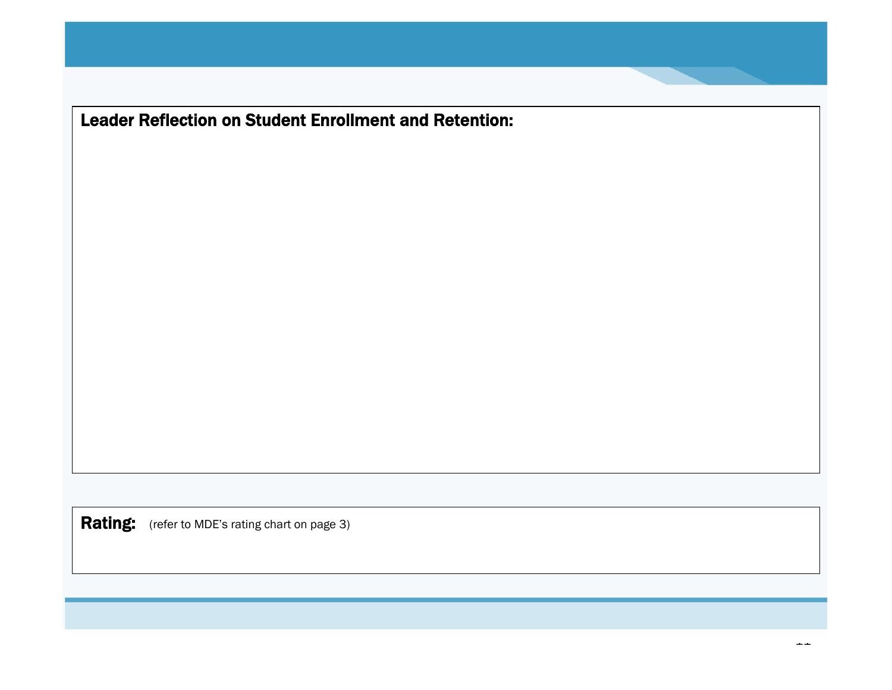**Leader Reflection on Student Enrollment and Retention:**

**Rating:** (refer to MDE's rating chart on page 3)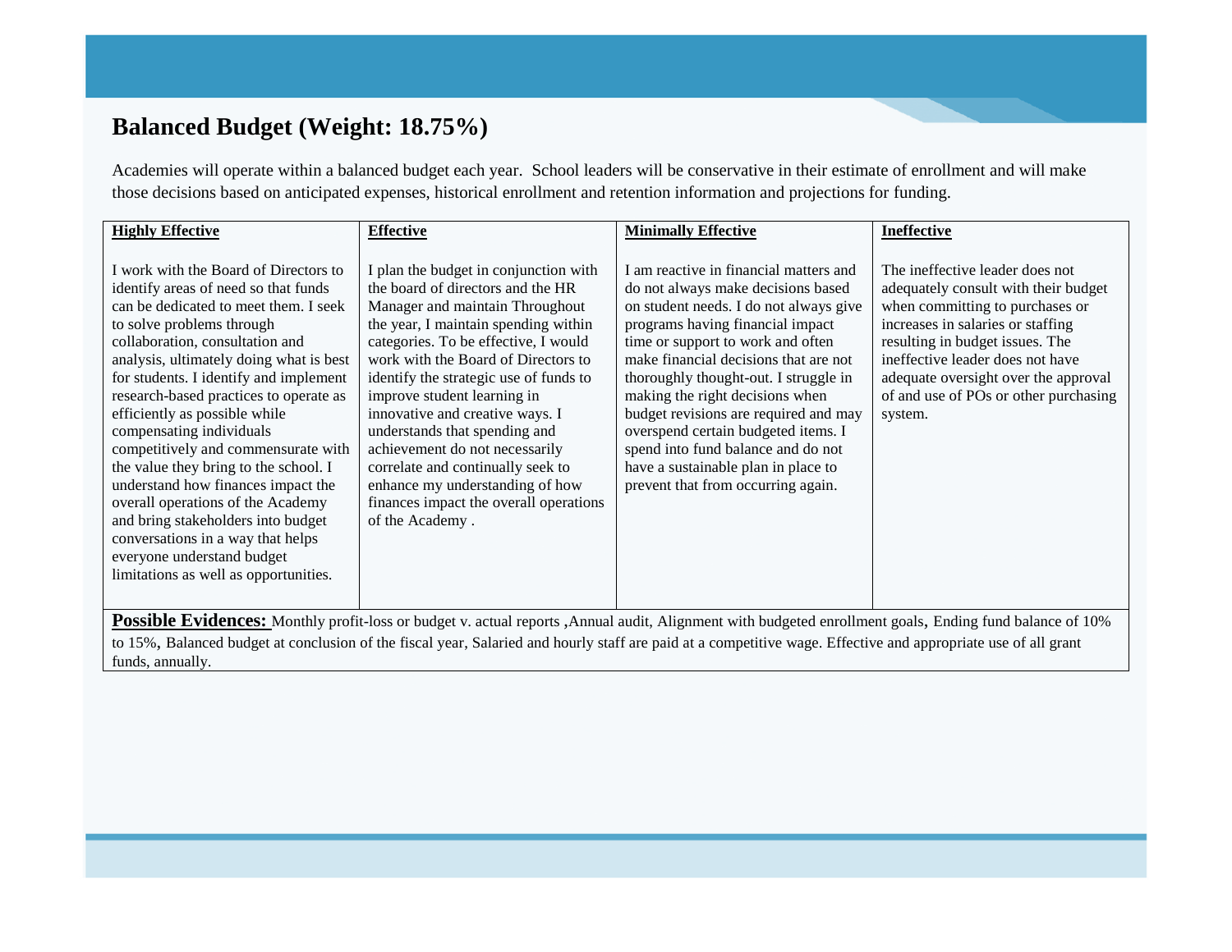## Balanced Budget (Weight: 18.75%)

Academies will operate within a balanced budget each year. School leaders will be conservative in their estimate of enrollment and will make those decisions based on anticipated expenses, historical enrollment and retention information and projections for funding.

| Highly Effective | Effective | Minimally Effective | Ineffective |
|---|---|---|---|
| I work with the Board of Directors to identify areas of need so that funds can be dedicated to meet them. I seek to solve problems through collaboration, consultation and analysis, ultimately doing what is best for students. I identify and implement research-based practices to operate as efficiently as possible while compensating individuals competitively and commensurate with the value they bring to the school. I understand how finances impact the overall operations of the Academy and bring stakeholders into budget conversations in a way that helps everyone understand budget limitations as well as opportunities. | I plan the budget in conjunction with the board of directors and the HR Manager and maintain Throughout the year, I maintain spending within categories. To be effective, I would work with the Board of Directors to identify the strategic use of funds to improve student learning in innovative and creative ways. I understands that spending and achievement do not necessarily correlate and continually seek to enhance my understanding of how finances impact the overall operations of the Academy . | I am reactive in financial matters and do not always make decisions based on student needs. I do not always give programs having financial impact time or support to work and often make financial decisions that are not thoroughly thought-out. I struggle in making the right decisions when budget revisions are required and may overspend certain budgeted items. I spend into fund balance and do not have a sustainable plan in place to prevent that from occurring again. | The ineffective leader does not adequately consult with their budget when committing to purchases or increases in salaries or staffing resulting in budget issues. The ineffective leader does not have adequate oversight over the approval of and use of POs or other purchasing system. |

**Possible Evidences:** Monthly profit-loss or budget v. actual reports ,Annual audit, Alignment with budgeted enrollment goals, Ending fund balance of 10% to 15%, Balanced budget at conclusion of the fiscal year, Salaried and hourly staff are paid at a competitive wage. Effective and appropriate use of all grant funds, annually.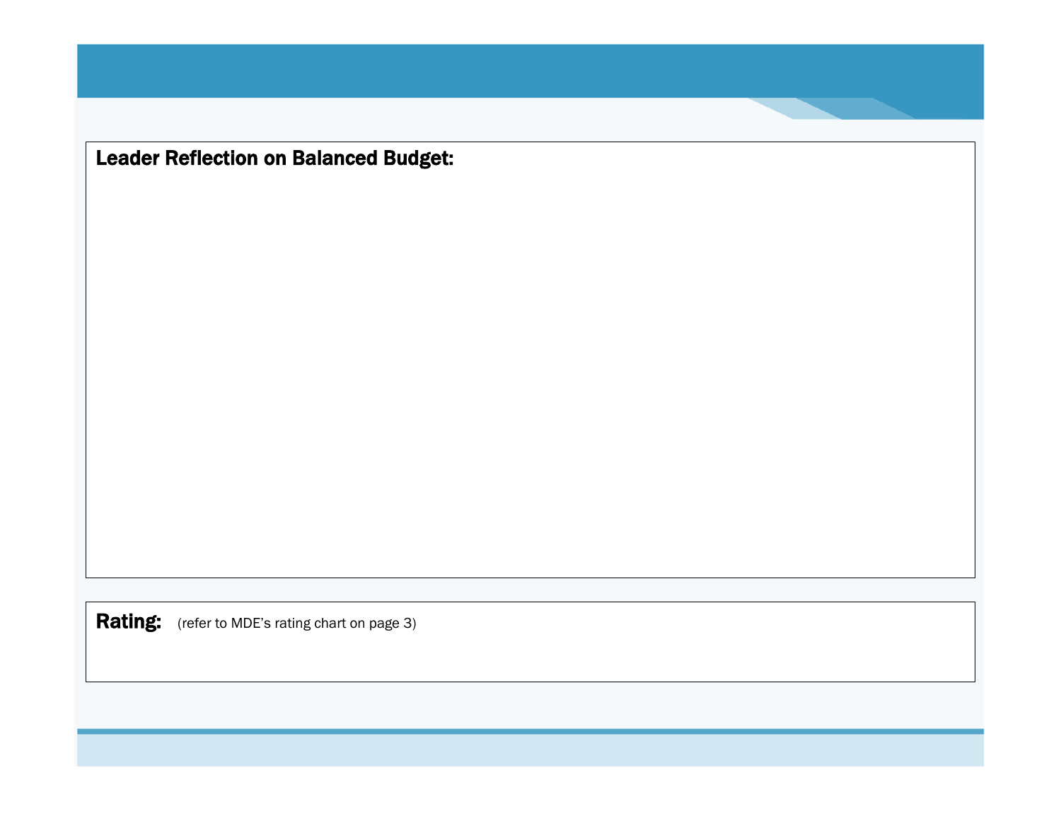**Leader Reflection on Balanced Budget:**

**Rating:** (refer to MDE's rating chart on page 3)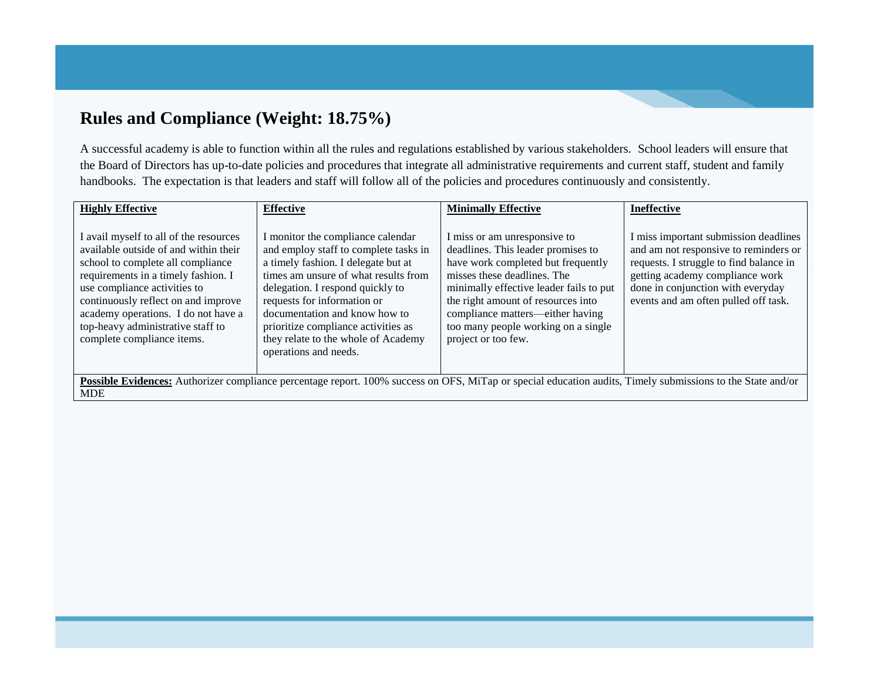## Rules and Compliance (Weight: 18.75%)

A successful academy is able to function within all the rules and regulations established by various stakeholders. School leaders will ensure that the Board of Directors has up-to-date policies and procedures that integrate all administrative requirements and current staff, student and family handbooks. The expectation is that leaders and staff will follow all of the policies and procedures continuously and consistently.

| **Highly Effective** | **Effective** | **Minimally Effective** | **Ineffective** |
|---|---|---|---|
| I avail myself to all of the resources available outside of and within their school to complete all compliance requirements in a timely fashion. I use compliance activities to continuously reflect on and improve academy operations. I do not have a top-heavy administrative staff to complete compliance items. | I monitor the compliance calendar and employ staff to complete tasks in a timely fashion. I delegate but at times am unsure of what results from delegation. I respond quickly to requests for information or documentation and know how to prioritize compliance activities as they relate to the whole of Academy operations and needs. | I miss or am unresponsive to deadlines. This leader promises to have work completed but frequently misses these deadlines. The minimally effective leader fails to put the right amount of resources into compliance matters—either having too many people working on a single project or too few. | I miss important submission deadlines and am not responsive to reminders or requests. I struggle to find balance in getting academy compliance work done in conjunction with everyday events and am often pulled off task. |
| **Possible Evidences:** Authorizer compliance percentage report. 100% success on OFS, MiTap or special education audits, Timely submissions to the State and/or MDE | | | |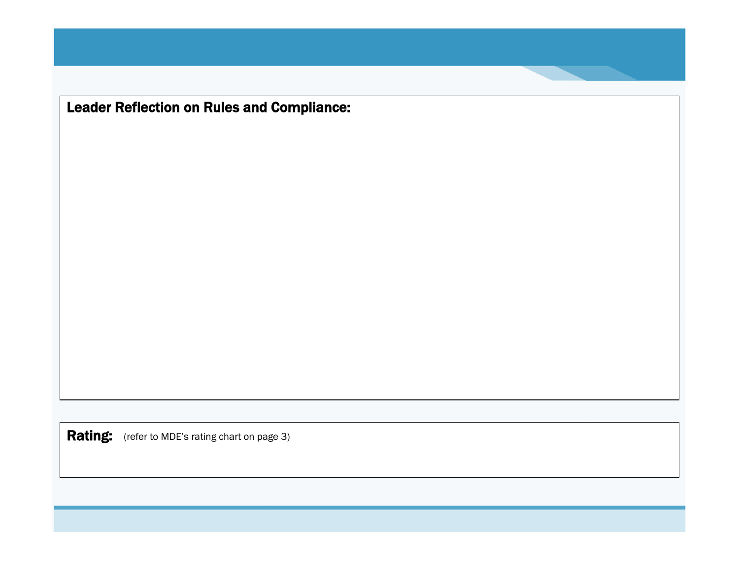**Leader Reflection on Rules and Compliance:**

**Rating:** (refer to MDE's rating chart on page 3)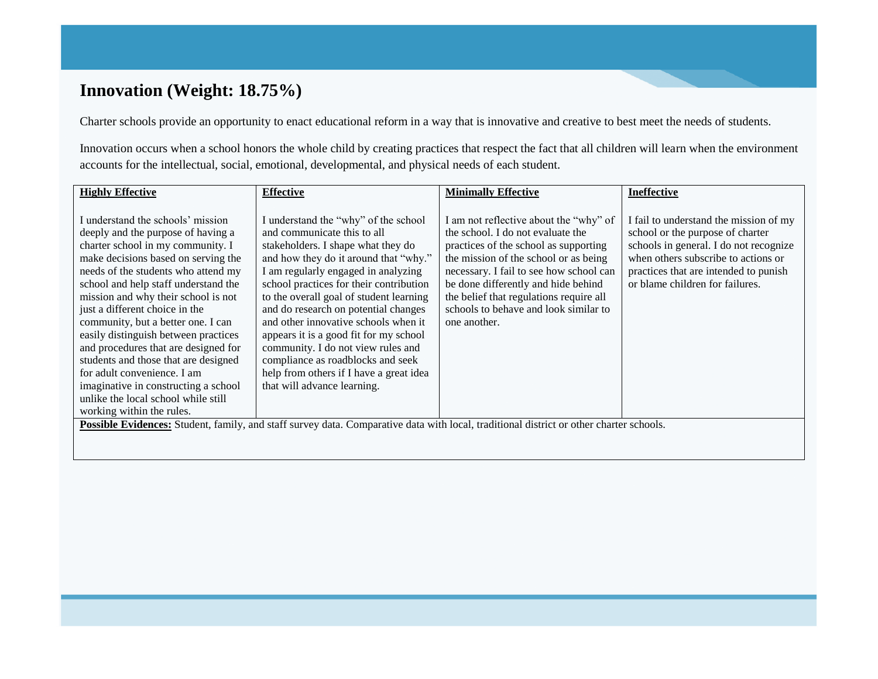## Innovation (Weight: 18.75%)

Charter schools provide an opportunity to enact educational reform in a way that is innovative and creative to best meet the needs of students.

Innovation occurs when a school honors the whole child by creating practices that respect the fact that all children will learn when the environment accounts for the intellectual, social, emotional, developmental, and physical needs of each student.

| **Highly Effective** | **Effective** | **Minimally Effective** | **Ineffective** |
|---|---|---|---|
| I understand the schools' mission deeply and the purpose of having a charter school in my community. I make decisions based on serving the needs of the students who attend my school and help staff understand the mission and why their school is not just a different choice in the community, but a better one. I can easily distinguish between practices and procedures that are designed for students and those that are designed for adult convenience. I am imaginative in constructing a school unlike the local school while still working within the rules. | I understand the "why" of the school and communicate this to all stakeholders. I shape what they do and how they do it around that "why." I am regularly engaged in analyzing school practices for their contribution to the overall goal of student learning and do research on potential changes and other innovative schools when it appears it is a good fit for my school community. I do not view rules and compliance as roadblocks and seek help from others if I have a great idea that will advance learning. | I am not reflective about the "why" of the school. I do not evaluate the practices of the school as supporting the mission of the school or as being necessary. I fail to see how school can be done differently and hide behind the belief that regulations require all schools to behave and look similar to one another. | I fail to understand the mission of my school or the purpose of charter schools in general. I do not recognize when others subscribe to actions or practices that are intended to punish or blame children for failures. |
| **Possible Evidences:** Student, family, and staff survey data. Comparative data with local, traditional district or other charter schools. | | | |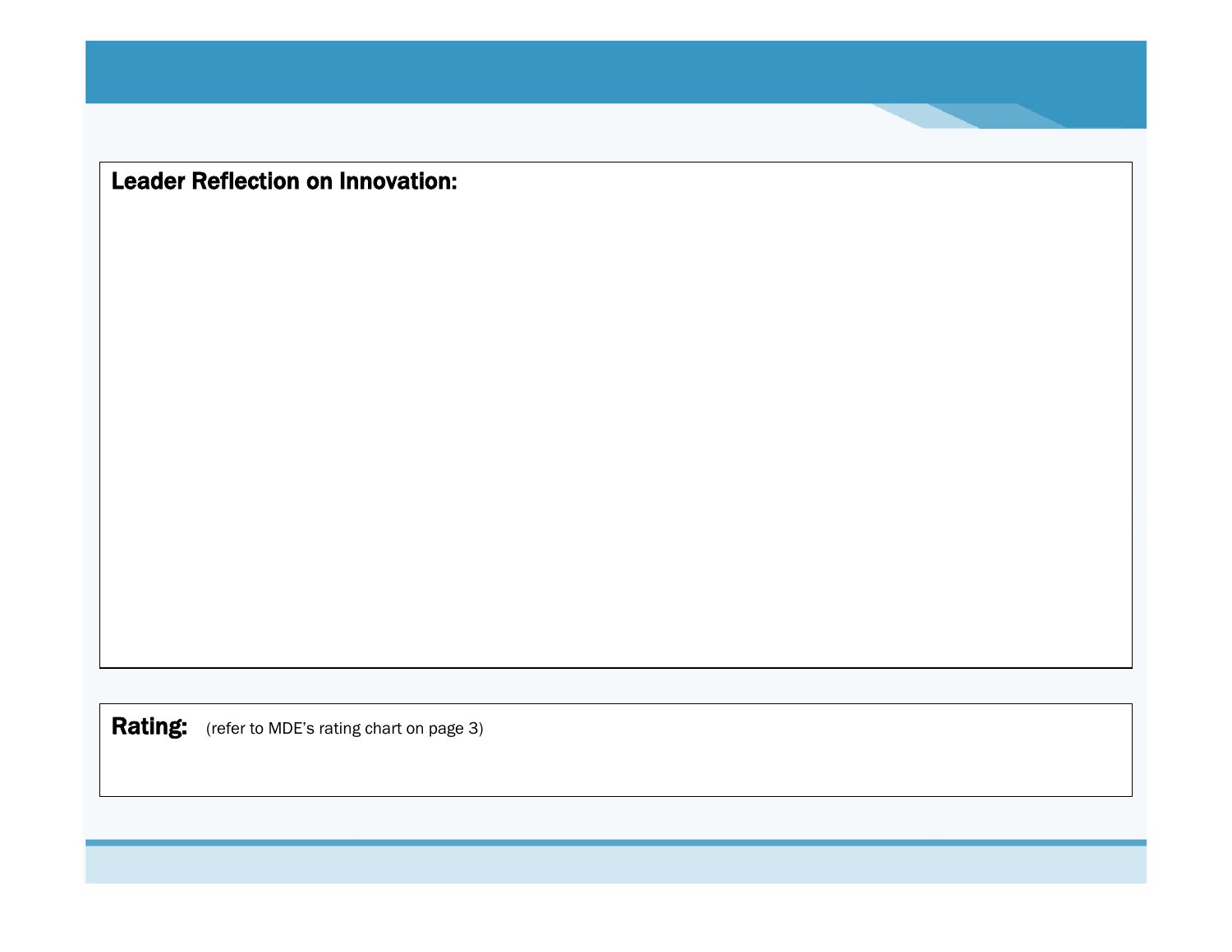**Leader Reflection on Innovation:**

**Rating:** (refer to MDE's rating chart on page 3)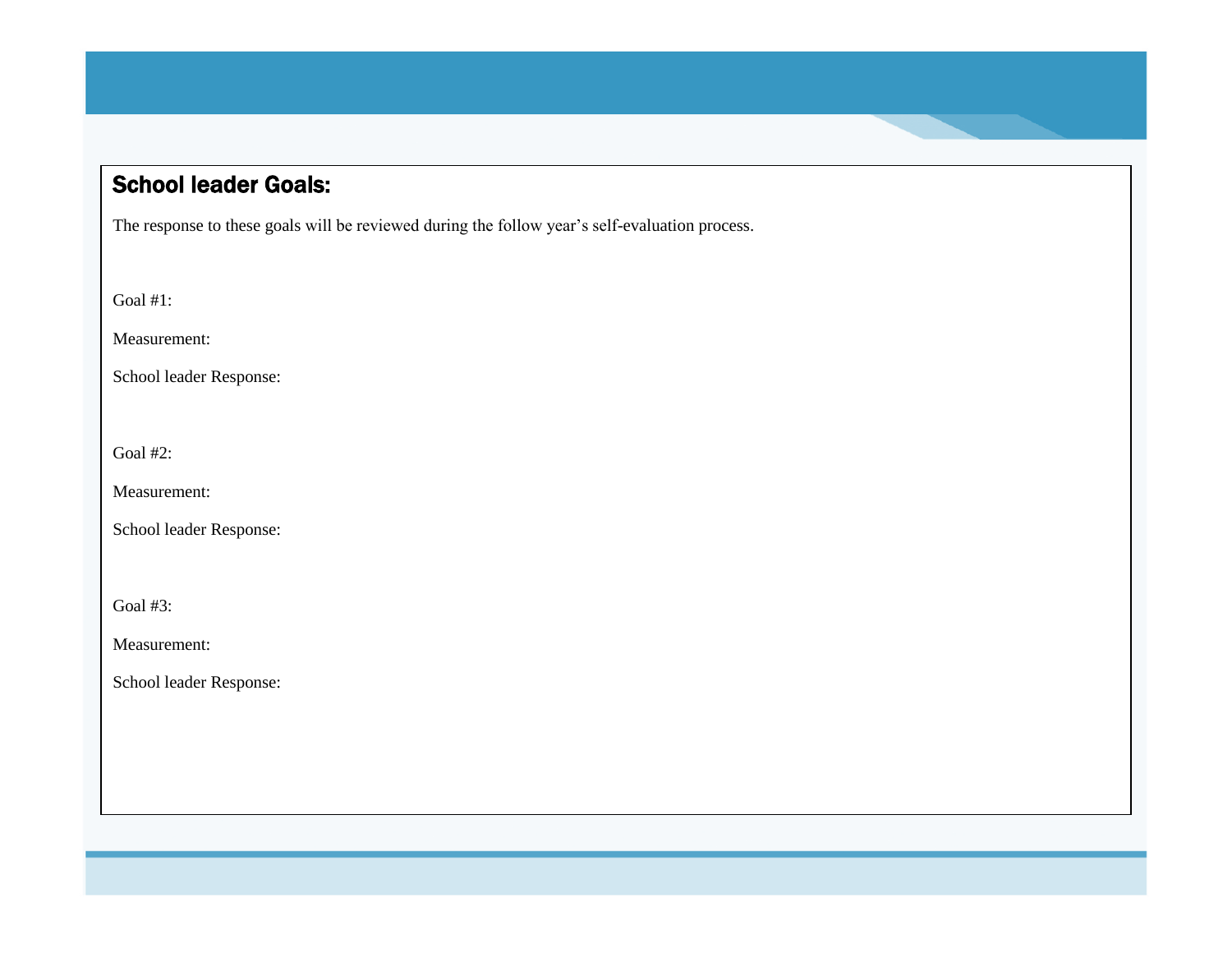## School leader Goals:

The response to these goals will be reviewed during the follow year's self-evaluation process.

Goal #1:

Measurement:

School leader Response:

Goal #2:

Measurement:

School leader Response:

Goal #3:

Measurement:

School leader Response: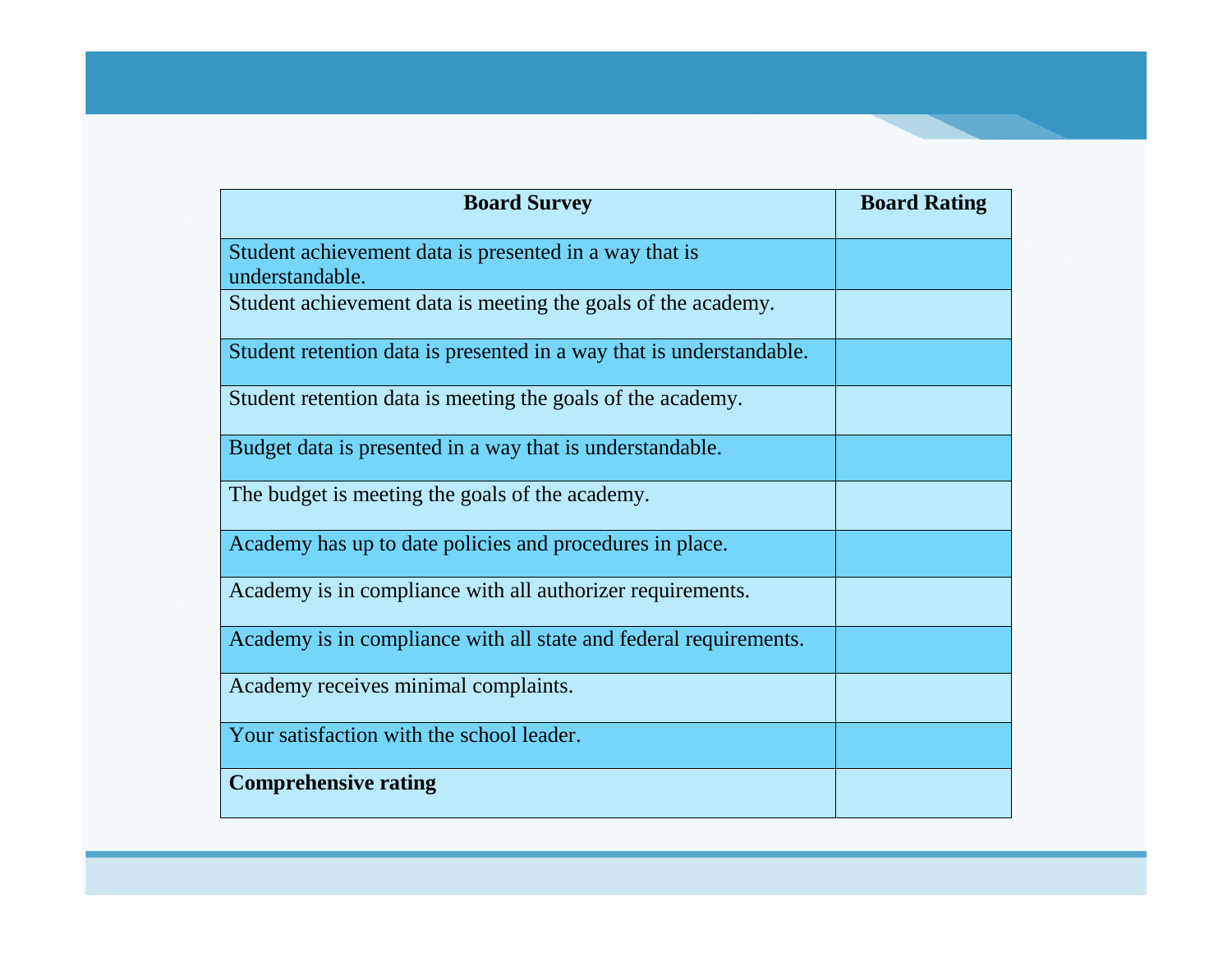| **Board Survey** | **Board Rating** |
|---|---|
| Student achievement data is presented in a way that is understandable. | |
| Student achievement data is meeting the goals of the academy. | |
| Student retention data is presented in a way that is understandable. | |
| Student retention data is meeting the goals of the academy. | |
| Budget data is presented in a way that is understandable. | |
| The budget is meeting the goals of the academy. | |
| Academy has up to date policies and procedures in place. | |
| Academy is in compliance with all authorizer requirements. | |
| Academy is in compliance with all state and federal requirements. | |
| Academy receives minimal complaints. | |
| Your satisfaction with the school leader. | |
| **Comprehensive rating** | |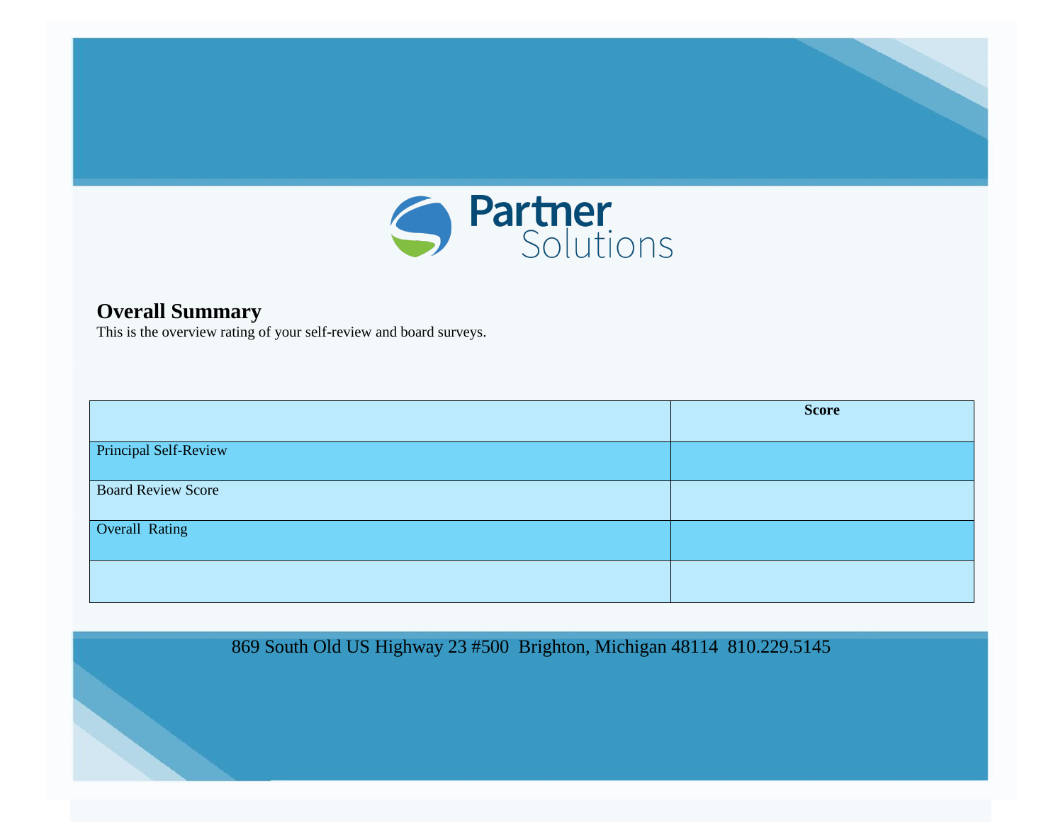Partner Solutions

## Overall Summary

This is the overview rating of your self-review and board surveys.

| | Score |
|---|---|
| Principal Self-Review | |
| Board Review Score | |
| Overall Rating | |
| | |

869 South Old US Highway 23 #500 Brighton, Michigan 48114 810.229.5145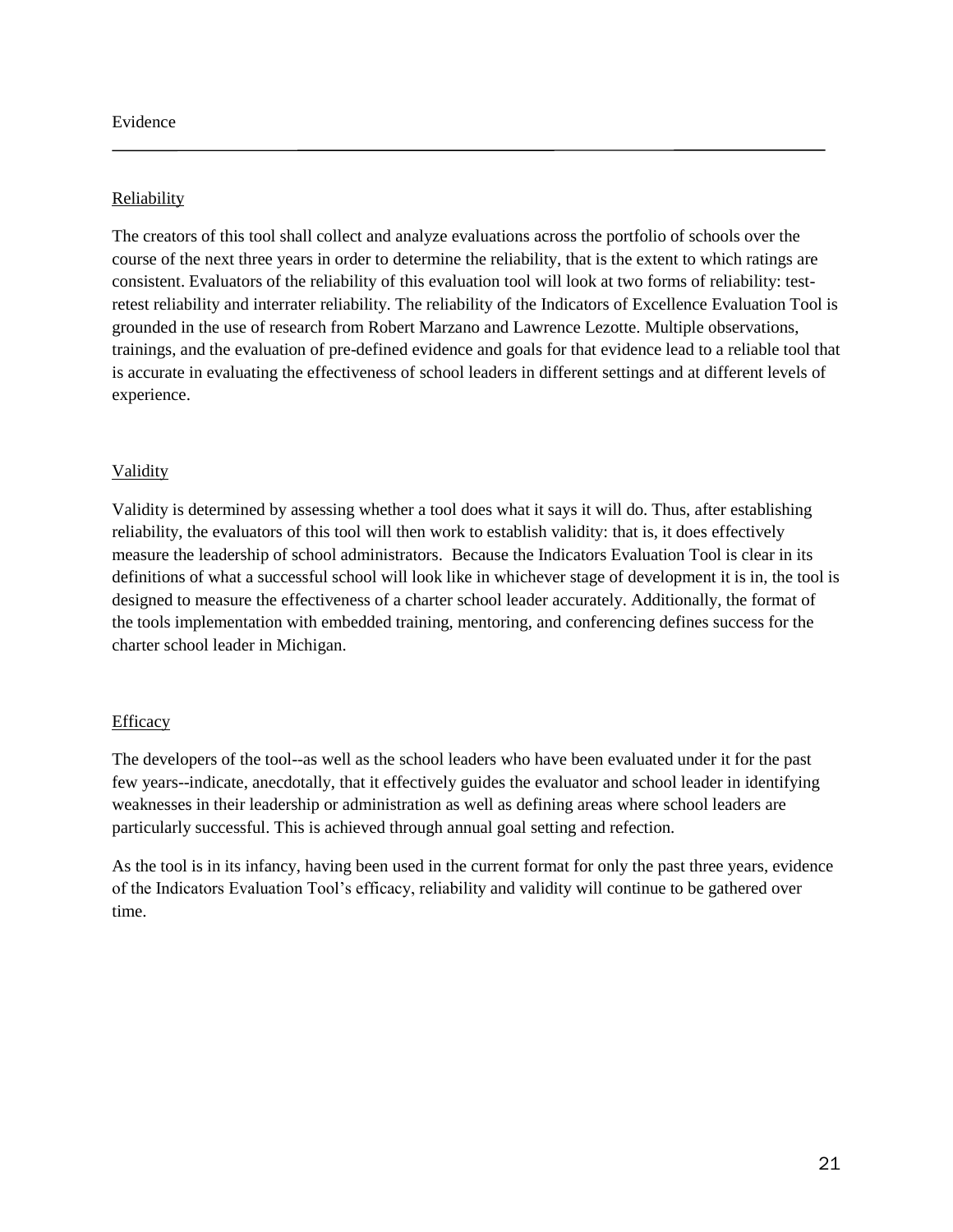## Evidence

---

### Reliability

The creators of this tool shall collect and analyze evaluations across the portfolio of schools over the course of the next three years in order to determine the reliability, that is the extent to which ratings are consistent. Evaluators of the reliability of this evaluation tool will look at two forms of reliability: test-retest reliability and interrater reliability. The reliability of the Indicators of Excellence Evaluation Tool is grounded in the use of research from Robert Marzano and Lawrence Lezotte. Multiple observations, trainings, and the evaluation of pre-defined evidence and goals for that evidence lead to a reliable tool that is accurate in evaluating the effectiveness of school leaders in different settings and at different levels of experience.

### Validity

Validity is determined by assessing whether a tool does what it says it will do. Thus, after establishing reliability, the evaluators of this tool will then work to establish validity: that is, it does effectively measure the leadership of school administrators. Because the Indicators Evaluation Tool is clear in its definitions of what a successful school will look like in whichever stage of development it is in, the tool is designed to measure the effectiveness of a charter school leader accurately. Additionally, the format of the tools implementation with embedded training, mentoring, and conferencing defines success for the charter school leader in Michigan.

### Efficacy

The developers of the tool--as well as the school leaders who have been evaluated under it for the past few years--indicate, anecdotally, that it effectively guides the evaluator and school leader in identifying weaknesses in their leadership or administration as well as defining areas where school leaders are particularly successful. This is achieved through annual goal setting and refection.

As the tool is in its infancy, having been used in the current format for only the past three years, evidence of the Indicators Evaluation Tool's efficacy, reliability and validity will continue to be gathered over time.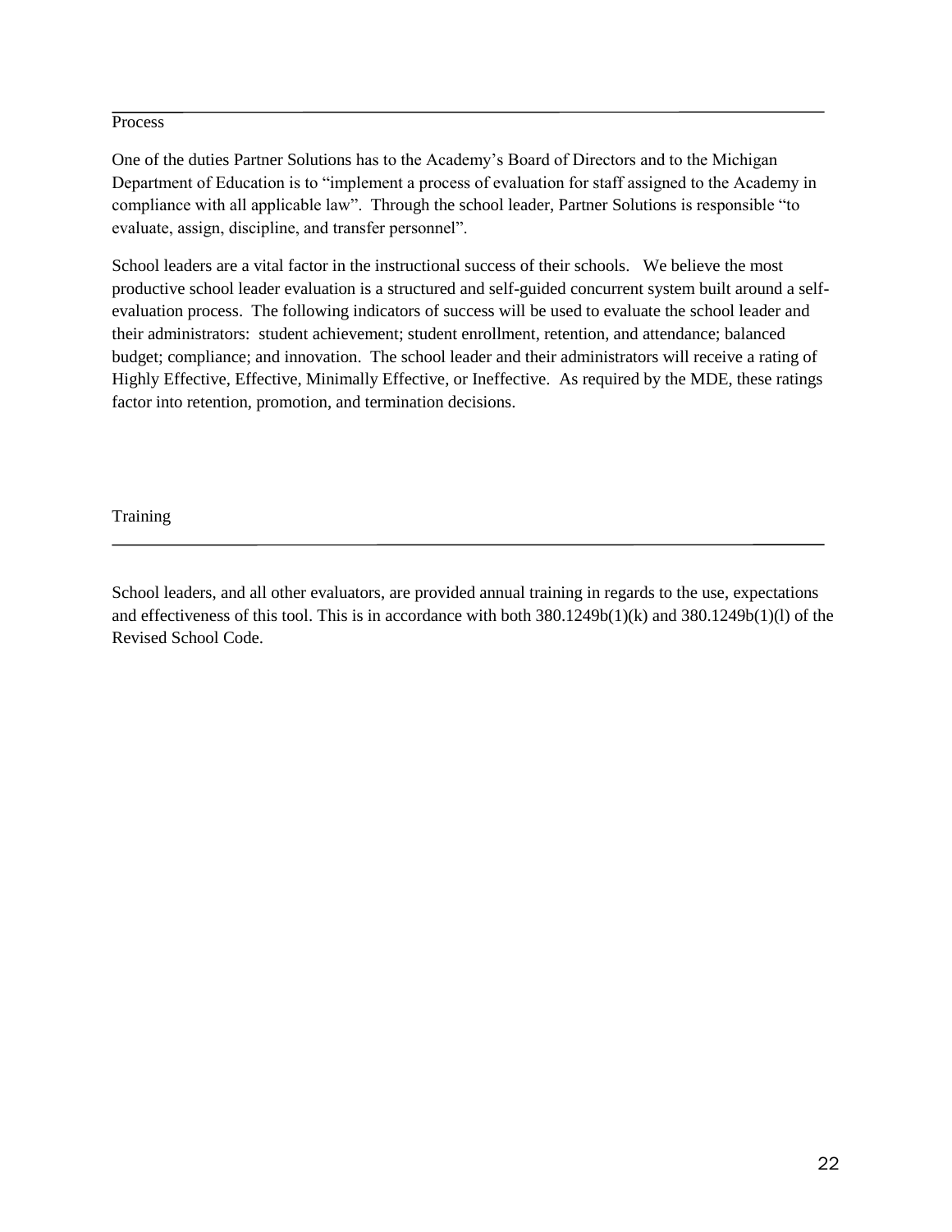## Process

One of the duties Partner Solutions has to the Academy's Board of Directors and to the Michigan Department of Education is to "implement a process of evaluation for staff assigned to the Academy in compliance with all applicable law". Through the school leader, Partner Solutions is responsible "to evaluate, assign, discipline, and transfer personnel".

School leaders are a vital factor in the instructional success of their schools. We believe the most productive school leader evaluation is a structured and self-guided concurrent system built around a self-evaluation process. The following indicators of success will be used to evaluate the school leader and their administrators: student achievement; student enrollment, retention, and attendance; balanced budget; compliance; and innovation. The school leader and their administrators will receive a rating of Highly Effective, Effective, Minimally Effective, or Ineffective. As required by the MDE, these ratings factor into retention, promotion, and termination decisions.

## Training

School leaders, and all other evaluators, are provided annual training in regards to the use, expectations and effectiveness of this tool. This is in accordance with both 380.1249b(1)(k) and 380.1249b(1)(l) of the Revised School Code.